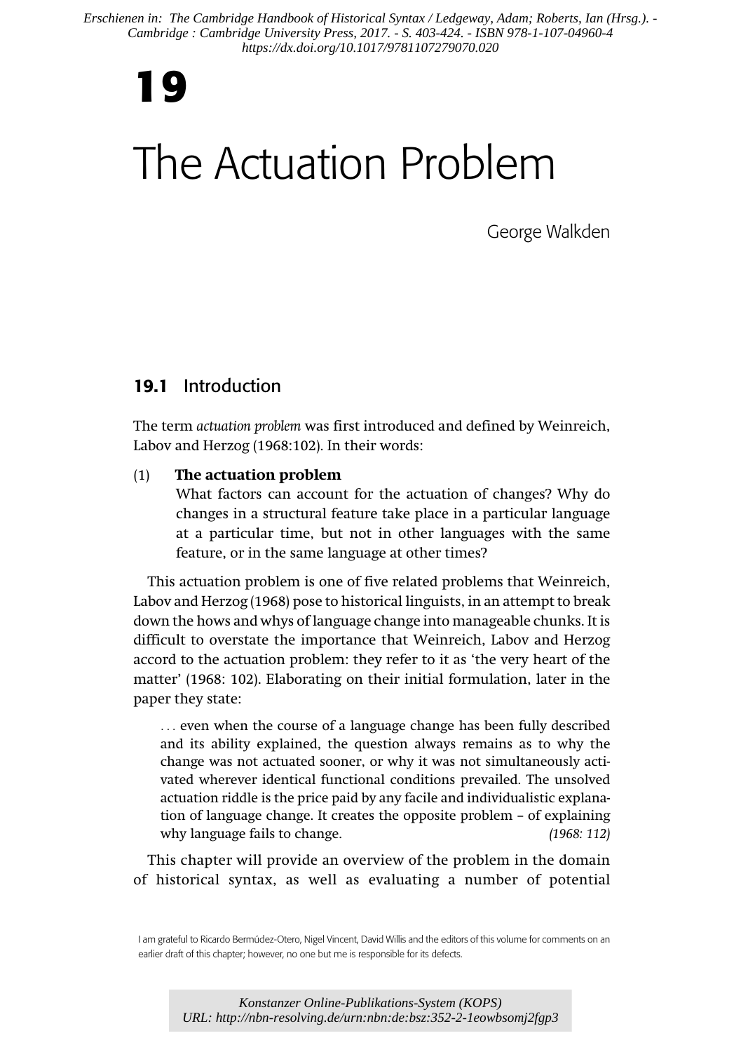Erschienen in: The Cambridge Handbook of Historical Syntax / Ledgeway, Adam; Roberts, Ian (Hrsg.). - Cambridge : Cambridge University Press, 2017. - S. 403-424. - ISBN 978-1-107-04960-4
https://dx.doi.org/10.1017/9781107279070.020

# 19

# The Actuation Problem

George Walkden

## 19.1 Introduction

The term *actuation problem* was first introduced and defined by Weinreich, Labov and Herzog (1968:102). In their words:

(1) **The actuation problem**
What factors can account for the actuation of changes? Why do changes in a structural feature take place in a particular language at a particular time, but not in other languages with the same feature, or in the same language at other times?

This actuation problem is one of five related problems that Weinreich, Labov and Herzog (1968) pose to historical linguists, in an attempt to break down the hows and whys of language change into manageable chunks. It is difficult to overstate the importance that Weinreich, Labov and Herzog accord to the actuation problem: they refer to it as 'the very heart of the matter' (1968: 102). Elaborating on their initial formulation, later in the paper they state:

> . . . even when the course of a language change has been fully described and its ability explained, the question always remains as to why the change was not actuated sooner, or why it was not simultaneously activated wherever identical functional conditions prevailed. The unsolved actuation riddle is the price paid by any facile and individualistic explanation of language change. It creates the opposite problem – of explaining why language fails to change. *(1968: 112)*

This chapter will provide an overview of the problem in the domain of historical syntax, as well as evaluating a number of potential

I am grateful to Ricardo Bermúdez-Otero, Nigel Vincent, David Willis and the editors of this volume for comments on an earlier draft of this chapter; however, no one but me is responsible for its defects.

Konstanzer Online-Publikations-System (KOPS)
URL: http://nbn-resolving.de/urn:nbn:de:bsz:352-2-1eowbsomj2fgp3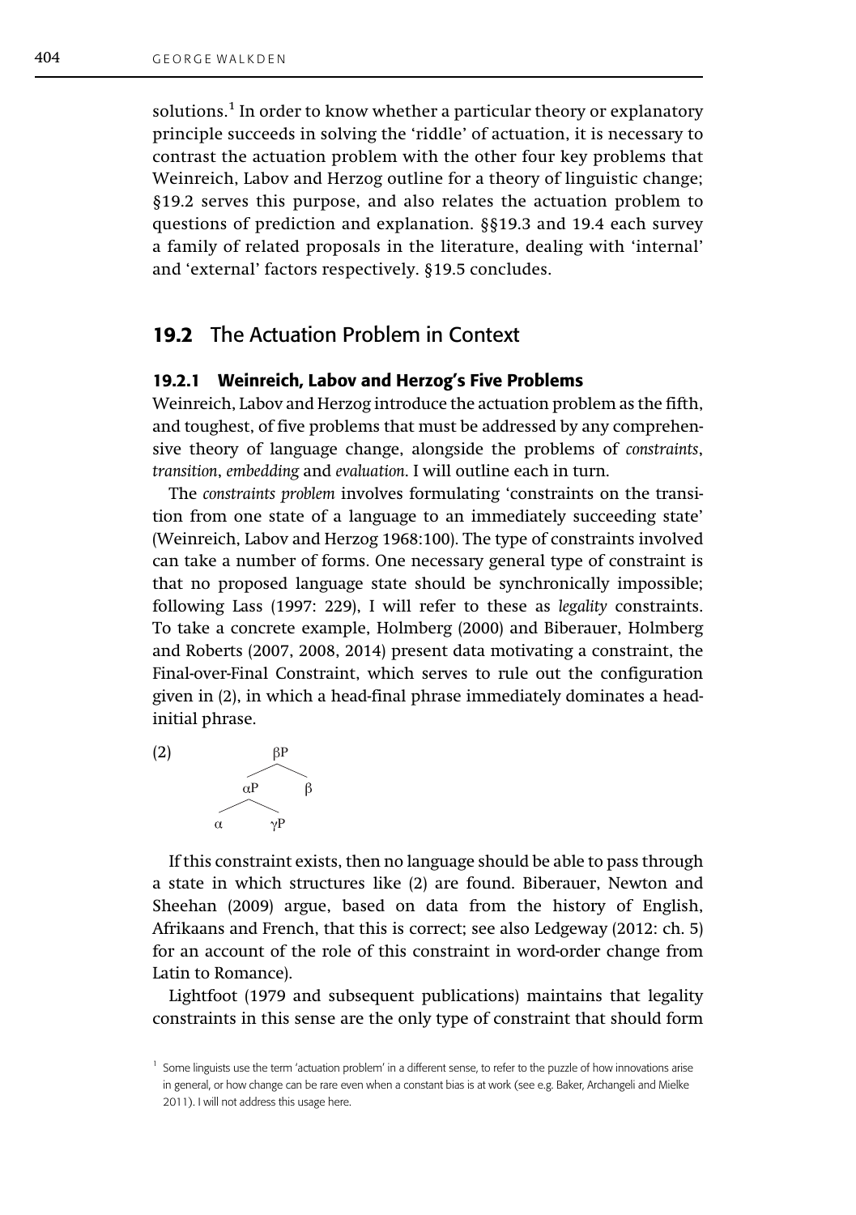solutions.[1] In order to know whether a particular theory or explanatory principle succeeds in solving the 'riddle' of actuation, it is necessary to contrast the actuation problem with the other four key problems that Weinreich, Labov and Herzog outline for a theory of linguistic change; §19.2 serves this purpose, and also relates the actuation problem to questions of prediction and explanation. §§19.3 and 19.4 each survey a family of related proposals in the literature, dealing with 'internal' and 'external' factors respectively. §19.5 concludes.

## 19.2 The Actuation Problem in Context

### 19.2.1 Weinreich, Labov and Herzog's Five Problems

Weinreich, Labov and Herzog introduce the actuation problem as the fifth, and toughest, of five problems that must be addressed by any comprehensive theory of language change, alongside the problems of *constraints*, *transition*, *embedding* and *evaluation*. I will outline each in turn.

The *constraints problem* involves formulating 'constraints on the transition from one state of a language to an immediately succeeding state' (Weinreich, Labov and Herzog 1968:100). The type of constraints involved can take a number of forms. One necessary general type of constraint is that no proposed language state should be synchronically impossible; following Lass (1997: 229), I will refer to these as *legality* constraints. To take a concrete example, Holmberg (2000) and Biberauer, Holmberg and Roberts (2007, 2008, 2014) present data motivating a constraint, the Final-over-Final Constraint, which serves to rule out the configuration given in (2), in which a head-final phrase immediately dominates a head-initial phrase.

(2) [βP [αP α γP] β]

If this constraint exists, then no language should be able to pass through a state in which structures like (2) are found. Biberauer, Newton and Sheehan (2009) argue, based on data from the history of English, Afrikaans and French, that this is correct; see also Ledgeway (2012: ch. 5) for an account of the role of this constraint in word-order change from Latin to Romance).

Lightfoot (1979 and subsequent publications) maintains that legality constraints in this sense are the only type of constraint that should form

[1] Some linguists use the term 'actuation problem' in a different sense, to refer to the puzzle of how innovations arise in general, or how change can be rare even when a constant bias is at work (see e.g. Baker, Archangeli and Mielke 2011). I will not address this usage here.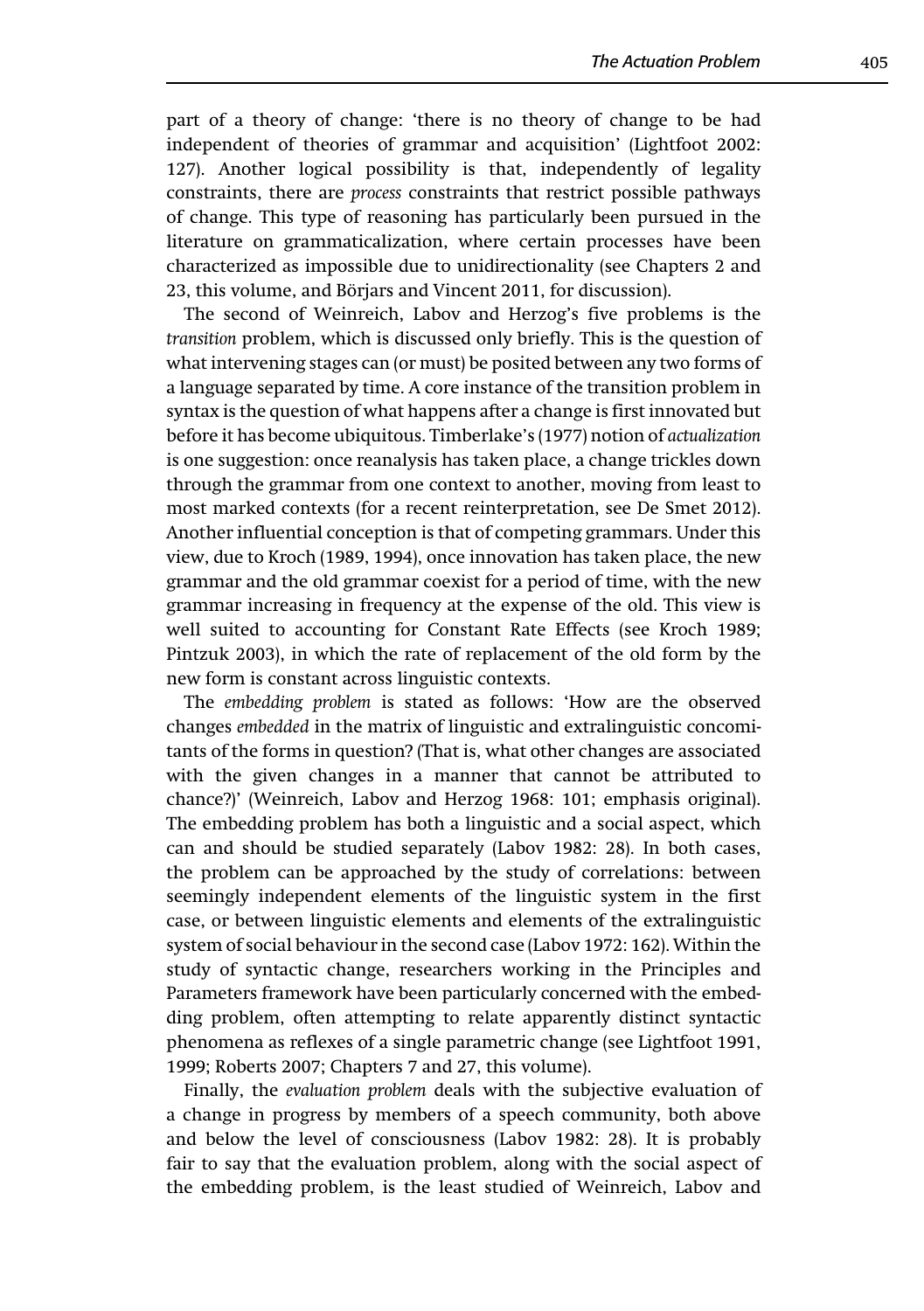part of a theory of change: 'there is no theory of change to be had independent of theories of grammar and acquisition' (Lightfoot 2002: 127). Another logical possibility is that, independently of legality constraints, there are *process* constraints that restrict possible pathways of change. This type of reasoning has particularly been pursued in the literature on grammaticalization, where certain processes have been characterized as impossible due to unidirectionality (see Chapters 2 and 23, this volume, and Börjars and Vincent 2011, for discussion).

The second of Weinreich, Labov and Herzog's five problems is the *transition* problem, which is discussed only briefly. This is the question of what intervening stages can (or must) be posited between any two forms of a language separated by time. A core instance of the transition problem in syntax is the question of what happens after a change is first innovated but before it has become ubiquitous. Timberlake's (1977) notion of *actualization* is one suggestion: once reanalysis has taken place, a change trickles down through the grammar from one context to another, moving from least to most marked contexts (for a recent reinterpretation, see De Smet 2012). Another influential conception is that of competing grammars. Under this view, due to Kroch (1989, 1994), once innovation has taken place, the new grammar and the old grammar coexist for a period of time, with the new grammar increasing in frequency at the expense of the old. This view is well suited to accounting for Constant Rate Effects (see Kroch 1989; Pintzuk 2003), in which the rate of replacement of the old form by the new form is constant across linguistic contexts.

The *embedding problem* is stated as follows: 'How are the observed changes *embedded* in the matrix of linguistic and extralinguistic concomitants of the forms in question? (That is, what other changes are associated with the given changes in a manner that cannot be attributed to chance?)' (Weinreich, Labov and Herzog 1968: 101; emphasis original). The embedding problem has both a linguistic and a social aspect, which can and should be studied separately (Labov 1982: 28). In both cases, the problem can be approached by the study of correlations: between seemingly independent elements of the linguistic system in the first case, or between linguistic elements and elements of the extralinguistic system of social behaviour in the second case (Labov 1972: 162). Within the study of syntactic change, researchers working in the Principles and Parameters framework have been particularly concerned with the embedding problem, often attempting to relate apparently distinct syntactic phenomena as reflexes of a single parametric change (see Lightfoot 1991, 1999; Roberts 2007; Chapters 7 and 27, this volume).

Finally, the *evaluation problem* deals with the subjective evaluation of a change in progress by members of a speech community, both above and below the level of consciousness (Labov 1982: 28). It is probably fair to say that the evaluation problem, along with the social aspect of the embedding problem, is the least studied of Weinreich, Labov and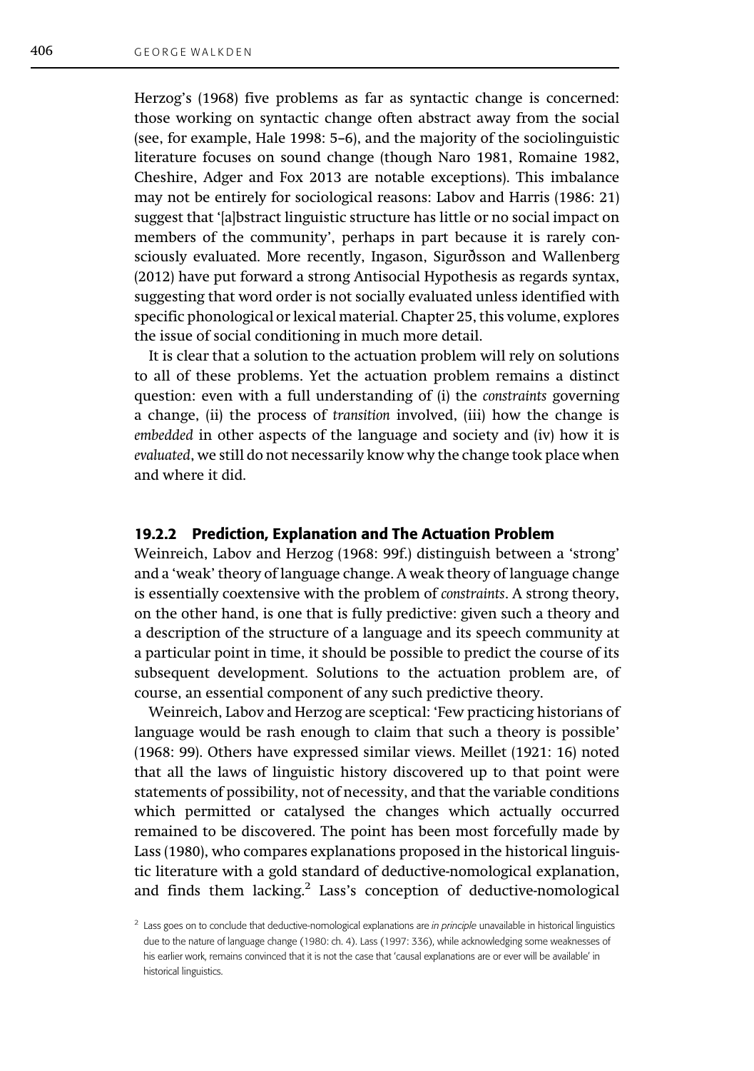Herzog's (1968) five problems as far as syntactic change is concerned: those working on syntactic change often abstract away from the social (see, for example, Hale 1998: 5–6), and the majority of the sociolinguistic literature focuses on sound change (though Naro 1981, Romaine 1982, Cheshire, Adger and Fox 2013 are notable exceptions). This imbalance may not be entirely for sociological reasons: Labov and Harris (1986: 21) suggest that '[a]bstract linguistic structure has little or no social impact on members of the community', perhaps in part because it is rarely consciously evaluated. More recently, Ingason, Sigurðsson and Wallenberg (2012) have put forward a strong Antisocial Hypothesis as regards syntax, suggesting that word order is not socially evaluated unless identified with specific phonological or lexical material. Chapter 25, this volume, explores the issue of social conditioning in much more detail.

It is clear that a solution to the actuation problem will rely on solutions to all of these problems. Yet the actuation problem remains a distinct question: even with a full understanding of (i) the *constraints* governing a change, (ii) the process of *transition* involved, (iii) how the change is *embedded* in other aspects of the language and society and (iv) how it is *evaluated*, we still do not necessarily know why the change took place when and where it did.

### 19.2.2 Prediction, Explanation and The Actuation Problem

Weinreich, Labov and Herzog (1968: 99f.) distinguish between a 'strong' and a 'weak' theory of language change. A weak theory of language change is essentially coextensive with the problem of *constraints*. A strong theory, on the other hand, is one that is fully predictive: given such a theory and a description of the structure of a language and its speech community at a particular point in time, it should be possible to predict the course of its subsequent development. Solutions to the actuation problem are, of course, an essential component of any such predictive theory.

Weinreich, Labov and Herzog are sceptical: 'Few practicing historians of language would be rash enough to claim that such a theory is possible' (1968: 99). Others have expressed similar views. Meillet (1921: 16) noted that all the laws of linguistic history discovered up to that point were statements of possibility, not of necessity, and that the variable conditions which permitted or catalysed the changes which actually occurred remained to be discovered. The point has been most forcefully made by Lass (1980), who compares explanations proposed in the historical linguistic literature with a gold standard of deductive-nomological explanation, and finds them lacking.[2] Lass's conception of deductive-nomological

[2] Lass goes on to conclude that deductive-nomological explanations are *in principle* unavailable in historical linguistics due to the nature of language change (1980: ch. 4). Lass (1997: 336), while acknowledging some weaknesses of his earlier work, remains convinced that it is not the case that 'causal explanations are or ever will be available' in historical linguistics.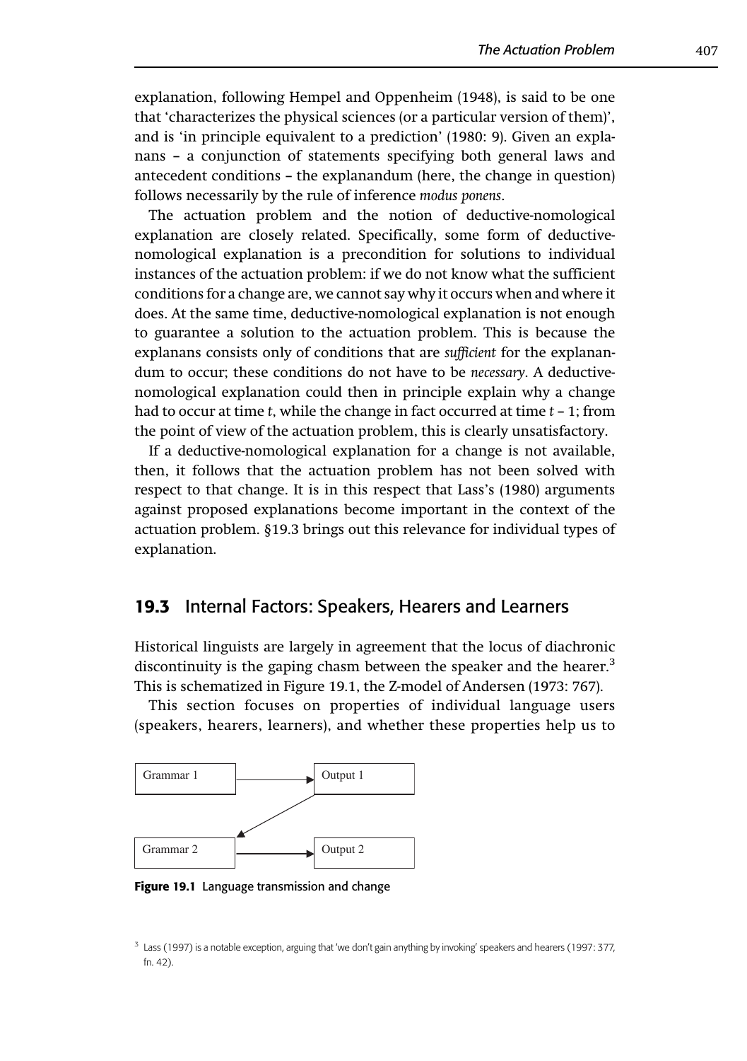explanation, following Hempel and Oppenheim (1948), is said to be one that 'characterizes the physical sciences (or a particular version of them)', and is 'in principle equivalent to a prediction' (1980: 9). Given an explanans – a conjunction of statements specifying both general laws and antecedent conditions – the explanandum (here, the change in question) follows necessarily by the rule of inference *modus ponens*.

The actuation problem and the notion of deductive-nomological explanation are closely related. Specifically, some form of deductive-nomological explanation is a precondition for solutions to individual instances of the actuation problem: if we do not know what the sufficient conditions for a change are, we cannot say why it occurs when and where it does. At the same time, deductive-nomological explanation is not enough to guarantee a solution to the actuation problem. This is because the explanans consists only of conditions that are *sufficient* for the explanandum to occur; these conditions do not have to be *necessary*. A deductive-nomological explanation could then in principle explain why a change had to occur at time $t$, while the change in fact occurred at time $t - 1$; from the point of view of the actuation problem, this is clearly unsatisfactory.

If a deductive-nomological explanation for a change is not available, then, it follows that the actuation problem has not been solved with respect to that change. It is in this respect that Lass's (1980) arguments against proposed explanations become important in the context of the actuation problem. §19.3 brings out this relevance for individual types of explanation.

## 19.3 Internal Factors: Speakers, Hearers and Learners

Historical linguists are largely in agreement that the locus of diachronic discontinuity is the gaping chasm between the speaker and the hearer.[3] This is schematized in Figure 19.1, the Z-model of Andersen (1973: 767).

This section focuses on properties of individual language users (speakers, hearers, learners), and whether these properties help us to

```
Grammar 1  ------>  Output 1
                  /
                 /
                v
Grammar 2  ------>  Output 2
```

**Figure 19.1** Language transmission and change

[3] Lass (1997) is a notable exception, arguing that 'we don't gain anything by invoking' speakers and hearers (1997: 377, fn. 42).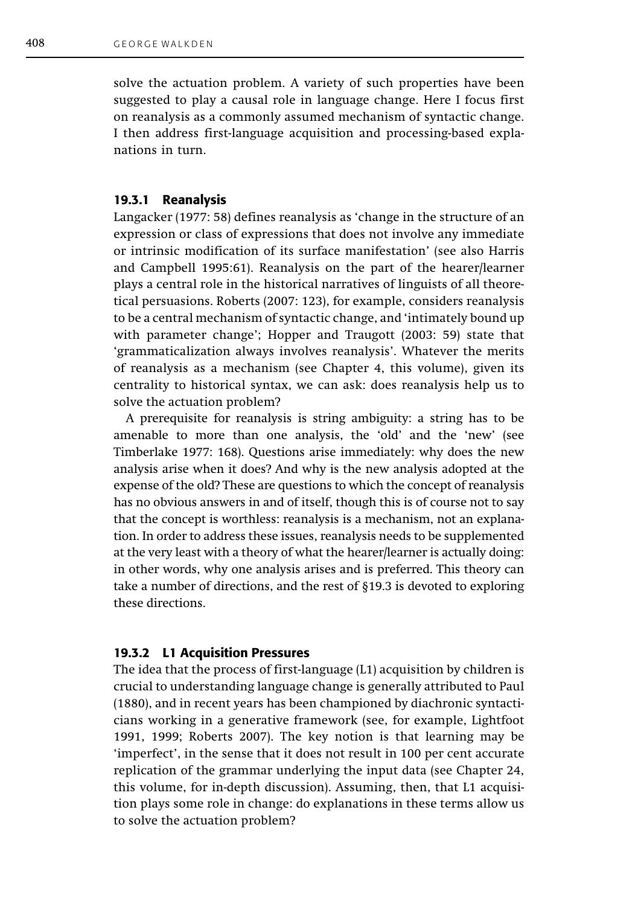solve the actuation problem. A variety of such properties have been suggested to play a causal role in language change. Here I focus first on reanalysis as a commonly assumed mechanism of syntactic change. I then address first-language acquisition and processing-based explanations in turn.

### 19.3.1 Reanalysis

Langacker (1977: 58) defines reanalysis as 'change in the structure of an expression or class of expressions that does not involve any immediate or intrinsic modification of its surface manifestation' (see also Harris and Campbell 1995:61). Reanalysis on the part of the hearer/learner plays a central role in the historical narratives of linguists of all theoretical persuasions. Roberts (2007: 123), for example, considers reanalysis to be a central mechanism of syntactic change, and 'intimately bound up with parameter change'; Hopper and Traugott (2003: 59) state that 'grammaticalization always involves reanalysis'. Whatever the merits of reanalysis as a mechanism (see Chapter 4, this volume), given its centrality to historical syntax, we can ask: does reanalysis help us to solve the actuation problem?

A prerequisite for reanalysis is string ambiguity: a string has to be amenable to more than one analysis, the 'old' and the 'new' (see Timberlake 1977: 168). Questions arise immediately: why does the new analysis arise when it does? And why is the new analysis adopted at the expense of the old? These are questions to which the concept of reanalysis has no obvious answers in and of itself, though this is of course not to say that the concept is worthless: reanalysis is a mechanism, not an explanation. In order to address these issues, reanalysis needs to be supplemented at the very least with a theory of what the hearer/learner is actually doing: in other words, why one analysis arises and is preferred. This theory can take a number of directions, and the rest of §19.3 is devoted to exploring these directions.

### 19.3.2 L1 Acquisition Pressures

The idea that the process of first-language (L1) acquisition by children is crucial to understanding language change is generally attributed to Paul (1880), and in recent years has been championed by diachronic syntacticians working in a generative framework (see, for example, Lightfoot 1991, 1999; Roberts 2007). The key notion is that learning may be 'imperfect', in the sense that it does not result in 100 per cent accurate replication of the grammar underlying the input data (see Chapter 24, this volume, for in-depth discussion). Assuming, then, that L1 acquisition plays some role in change: do explanations in these terms allow us to solve the actuation problem?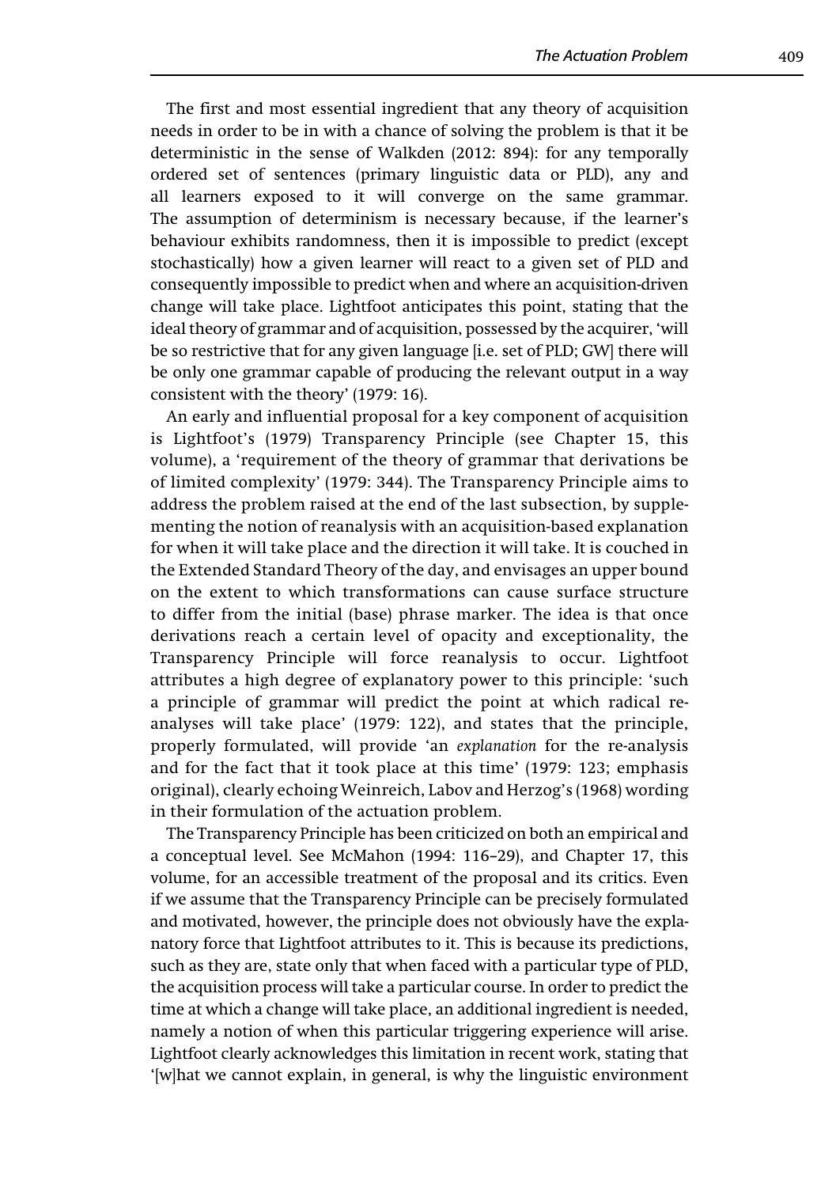The first and most essential ingredient that any theory of acquisition needs in order to be in with a chance of solving the problem is that it be deterministic in the sense of Walkden (2012: 894): for any temporally ordered set of sentences (primary linguistic data or PLD), any and all learners exposed to it will converge on the same grammar. The assumption of determinism is necessary because, if the learner's behaviour exhibits randomness, then it is impossible to predict (except stochastically) how a given learner will react to a given set of PLD and consequently impossible to predict when and where an acquisition-driven change will take place. Lightfoot anticipates this point, stating that the ideal theory of grammar and of acquisition, possessed by the acquirer, 'will be so restrictive that for any given language [i.e. set of PLD; GW] there will be only one grammar capable of producing the relevant output in a way consistent with the theory' (1979: 16).

An early and influential proposal for a key component of acquisition is Lightfoot's (1979) Transparency Principle (see Chapter 15, this volume), a 'requirement of the theory of grammar that derivations be of limited complexity' (1979: 344). The Transparency Principle aims to address the problem raised at the end of the last subsection, by supplementing the notion of reanalysis with an acquisition-based explanation for when it will take place and the direction it will take. It is couched in the Extended Standard Theory of the day, and envisages an upper bound on the extent to which transformations can cause surface structure to differ from the initial (base) phrase marker. The idea is that once derivations reach a certain level of opacity and exceptionality, the Transparency Principle will force reanalysis to occur. Lightfoot attributes a high degree of explanatory power to this principle: 'such a principle of grammar will predict the point at which radical re-analyses will take place' (1979: 122), and states that the principle, properly formulated, will provide 'an *explanation* for the re-analysis and for the fact that it took place at this time' (1979: 123; emphasis original), clearly echoing Weinreich, Labov and Herzog's (1968) wording in their formulation of the actuation problem.

The Transparency Principle has been criticized on both an empirical and a conceptual level. See McMahon (1994: 116–29), and Chapter 17, this volume, for an accessible treatment of the proposal and its critics. Even if we assume that the Transparency Principle can be precisely formulated and motivated, however, the principle does not obviously have the explanatory force that Lightfoot attributes to it. This is because its predictions, such as they are, state only that when faced with a particular type of PLD, the acquisition process will take a particular course. In order to predict the time at which a change will take place, an additional ingredient is needed, namely a notion of when this particular triggering experience will arise. Lightfoot clearly acknowledges this limitation in recent work, stating that '[w]hat we cannot explain, in general, is why the linguistic environment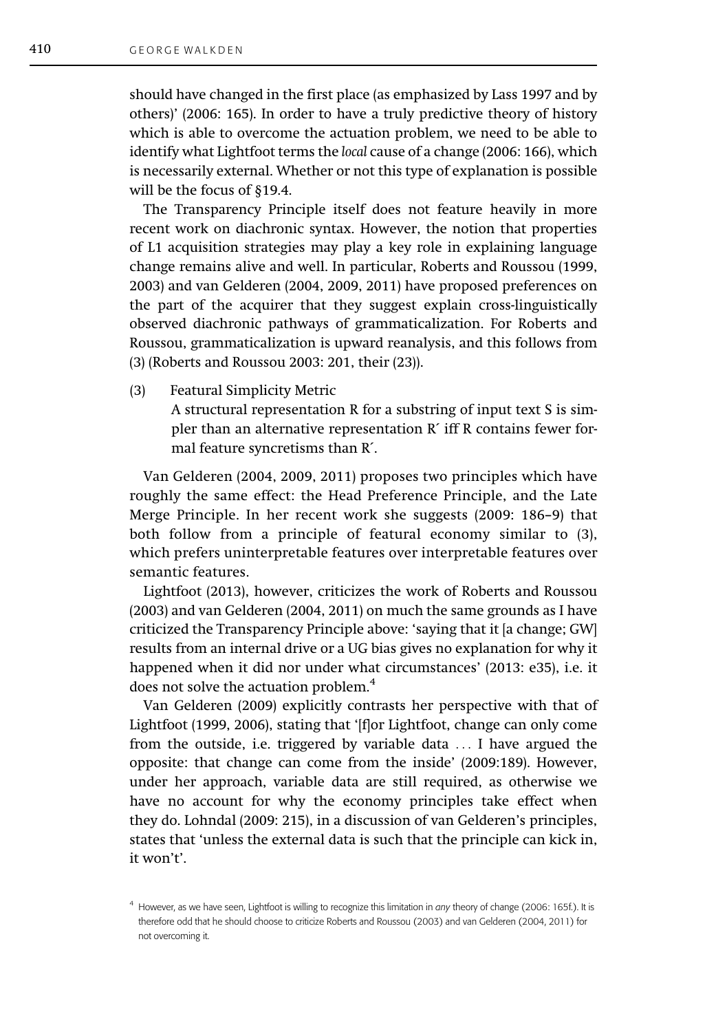should have changed in the first place (as emphasized by Lass 1997 and by others)' (2006: 165). In order to have a truly predictive theory of history which is able to overcome the actuation problem, we need to be able to identify what Lightfoot terms the *local* cause of a change (2006: 166), which is necessarily external. Whether or not this type of explanation is possible will be the focus of §19.4.

The Transparency Principle itself does not feature heavily in more recent work on diachronic syntax. However, the notion that properties of L1 acquisition strategies may play a key role in explaining language change remains alive and well. In particular, Roberts and Roussou (1999, 2003) and van Gelderen (2004, 2009, 2011) have proposed preferences on the part of the acquirer that they suggest explain cross-linguistically observed diachronic pathways of grammaticalization. For Roberts and Roussou, grammaticalization is upward reanalysis, and this follows from (3) (Roberts and Roussou 2003: 201, their (23)).

(3) Featural Simplicity Metric
A structural representation R for a substring of input text S is simpler than an alternative representation R′ iff R contains fewer formal feature syncretisms than R′.

Van Gelderen (2004, 2009, 2011) proposes two principles which have roughly the same effect: the Head Preference Principle, and the Late Merge Principle. In her recent work she suggests (2009: 186–9) that both follow from a principle of featural economy similar to (3), which prefers uninterpretable features over interpretable features over semantic features.

Lightfoot (2013), however, criticizes the work of Roberts and Roussou (2003) and van Gelderen (2004, 2011) on much the same grounds as I have criticized the Transparency Principle above: 'saying that it [a change; GW] results from an internal drive or a UG bias gives no explanation for why it happened when it did nor under what circumstances' (2013: e35), i.e. it does not solve the actuation problem.[4]

Van Gelderen (2009) explicitly contrasts her perspective with that of Lightfoot (1999, 2006), stating that '[f]or Lightfoot, change can only come from the outside, i.e. triggered by variable data ... I have argued the opposite: that change can come from the inside' (2009:189). However, under her approach, variable data are still required, as otherwise we have no account for why the economy principles take effect when they do. Lohndal (2009: 215), in a discussion of van Gelderen's principles, states that 'unless the external data is such that the principle can kick in, it won't'.

[4] However, as we have seen, Lightfoot is willing to recognize this limitation in *any* theory of change (2006: 165f.). It is therefore odd that he should choose to criticize Roberts and Roussou (2003) and van Gelderen (2004, 2011) for not overcoming it.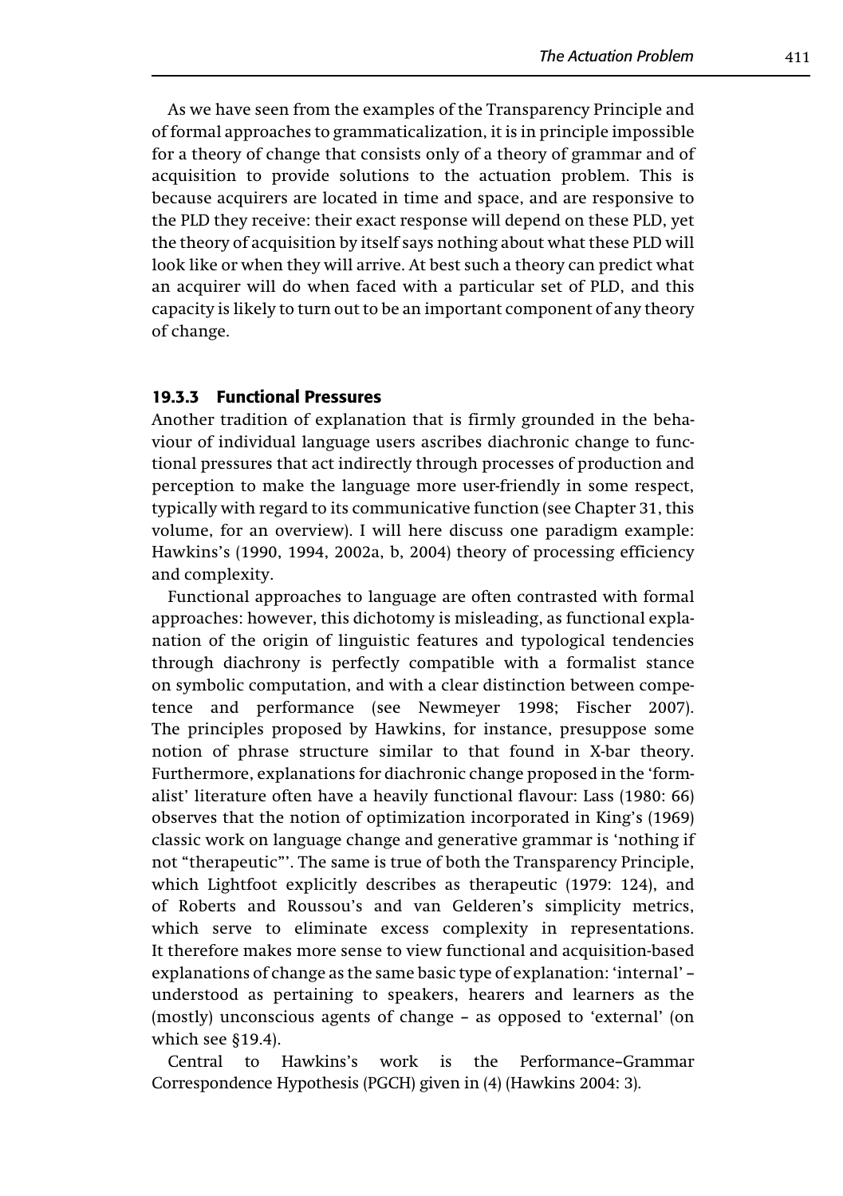As we have seen from the examples of the Transparency Principle and of formal approaches to grammaticalization, it is in principle impossible for a theory of change that consists only of a theory of grammar and of acquisition to provide solutions to the actuation problem. This is because acquirers are located in time and space, and are responsive to the PLD they receive: their exact response will depend on these PLD, yet the theory of acquisition by itself says nothing about what these PLD will look like or when they will arrive. At best such a theory can predict what an acquirer will do when faced with a particular set of PLD, and this capacity is likely to turn out to be an important component of any theory of change.

### 19.3.3 Functional Pressures

Another tradition of explanation that is firmly grounded in the behaviour of individual language users ascribes diachronic change to functional pressures that act indirectly through processes of production and perception to make the language more user-friendly in some respect, typically with regard to its communicative function (see Chapter 31, this volume, for an overview). I will here discuss one paradigm example: Hawkins's (1990, 1994, 2002a, b, 2004) theory of processing efficiency and complexity.

Functional approaches to language are often contrasted with formal approaches: however, this dichotomy is misleading, as functional explanation of the origin of linguistic features and typological tendencies through diachrony is perfectly compatible with a formalist stance on symbolic computation, and with a clear distinction between competence and performance (see Newmeyer 1998; Fischer 2007). The principles proposed by Hawkins, for instance, presuppose some notion of phrase structure similar to that found in X-bar theory. Furthermore, explanations for diachronic change proposed in the 'formalist' literature often have a heavily functional flavour: Lass (1980: 66) observes that the notion of optimization incorporated in King's (1969) classic work on language change and generative grammar is 'nothing if not "therapeutic"'. The same is true of both the Transparency Principle, which Lightfoot explicitly describes as therapeutic (1979: 124), and of Roberts and Roussou's and van Gelderen's simplicity metrics, which serve to eliminate excess complexity in representations. It therefore makes more sense to view functional and acquisition-based explanations of change as the same basic type of explanation: 'internal' – understood as pertaining to speakers, hearers and learners as the (mostly) unconscious agents of change – as opposed to 'external' (on which see §19.4).

Central to Hawkins's work is the Performance–Grammar Correspondence Hypothesis (PGCH) given in (4) (Hawkins 2004: 3).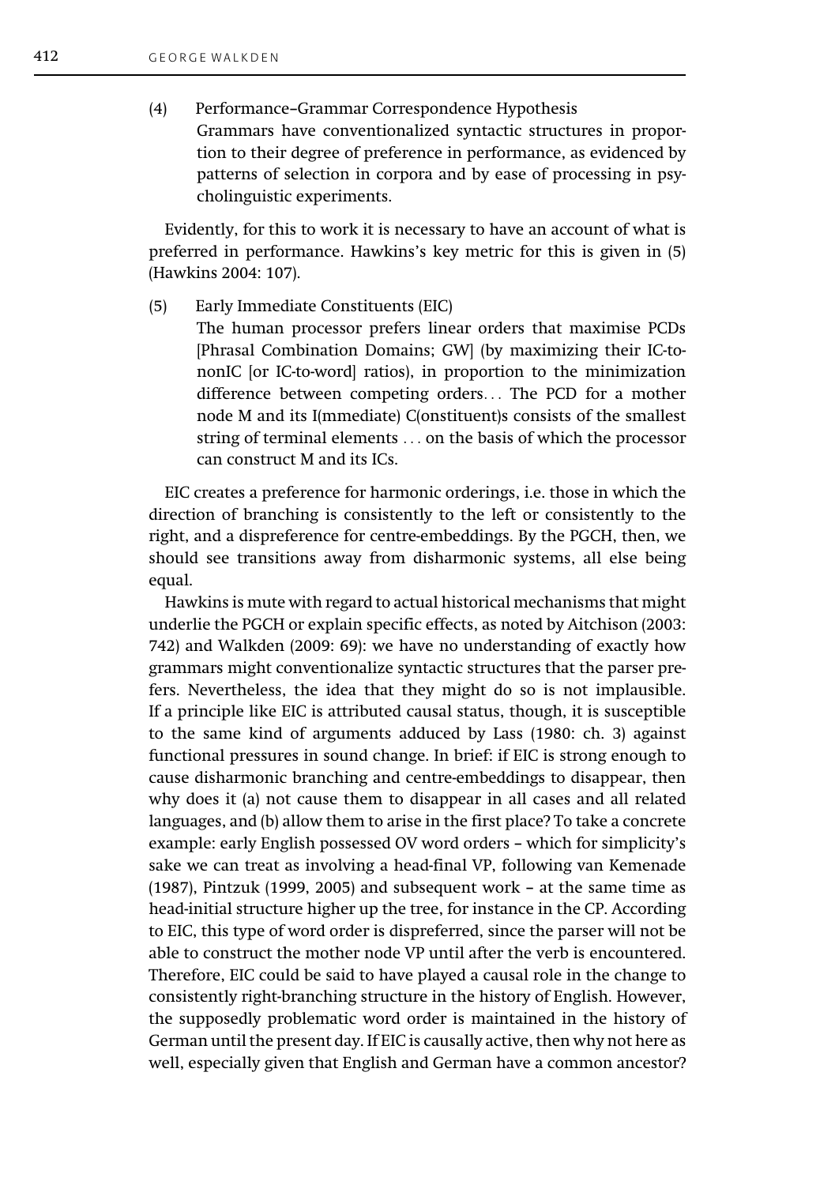(4) Performance–Grammar Correspondence Hypothesis
Grammars have conventionalized syntactic structures in proportion to their degree of preference in performance, as evidenced by patterns of selection in corpora and by ease of processing in psycholinguistic experiments.

Evidently, for this to work it is necessary to have an account of what is preferred in performance. Hawkins's key metric for this is given in (5) (Hawkins 2004: 107).

(5) Early Immediate Constituents (EIC)
The human processor prefers linear orders that maximise PCDs [Phrasal Combination Domains; GW] (by maximizing their IC-to-nonIC [or IC-to-word] ratios), in proportion to the minimization difference between competing orders... The PCD for a mother node M and its I(mmediate) C(onstituent)s consists of the smallest string of terminal elements ... on the basis of which the processor can construct M and its ICs.

EIC creates a preference for harmonic orderings, i.e. those in which the direction of branching is consistently to the left or consistently to the right, and a dispreference for centre-embeddings. By the PGCH, then, we should see transitions away from disharmonic systems, all else being equal.

Hawkins is mute with regard to actual historical mechanisms that might underlie the PGCH or explain specific effects, as noted by Aitchison (2003: 742) and Walkden (2009: 69): we have no understanding of exactly how grammars might conventionalize syntactic structures that the parser prefers. Nevertheless, the idea that they might do so is not implausible. If a principle like EIC is attributed causal status, though, it is susceptible to the same kind of arguments adduced by Lass (1980: ch. 3) against functional pressures in sound change. In brief: if EIC is strong enough to cause disharmonic branching and centre-embeddings to disappear, then why does it (a) not cause them to disappear in all cases and all related languages, and (b) allow them to arise in the first place? To take a concrete example: early English possessed OV word orders – which for simplicity's sake we can treat as involving a head-final VP, following van Kemenade (1987), Pintzuk (1999, 2005) and subsequent work – at the same time as head-initial structure higher up the tree, for instance in the CP. According to EIC, this type of word order is dispreferred, since the parser will not be able to construct the mother node VP until after the verb is encountered. Therefore, EIC could be said to have played a causal role in the change to consistently right-branching structure in the history of English. However, the supposedly problematic word order is maintained in the history of German until the present day. If EIC is causally active, then why not here as well, especially given that English and German have a common ancestor?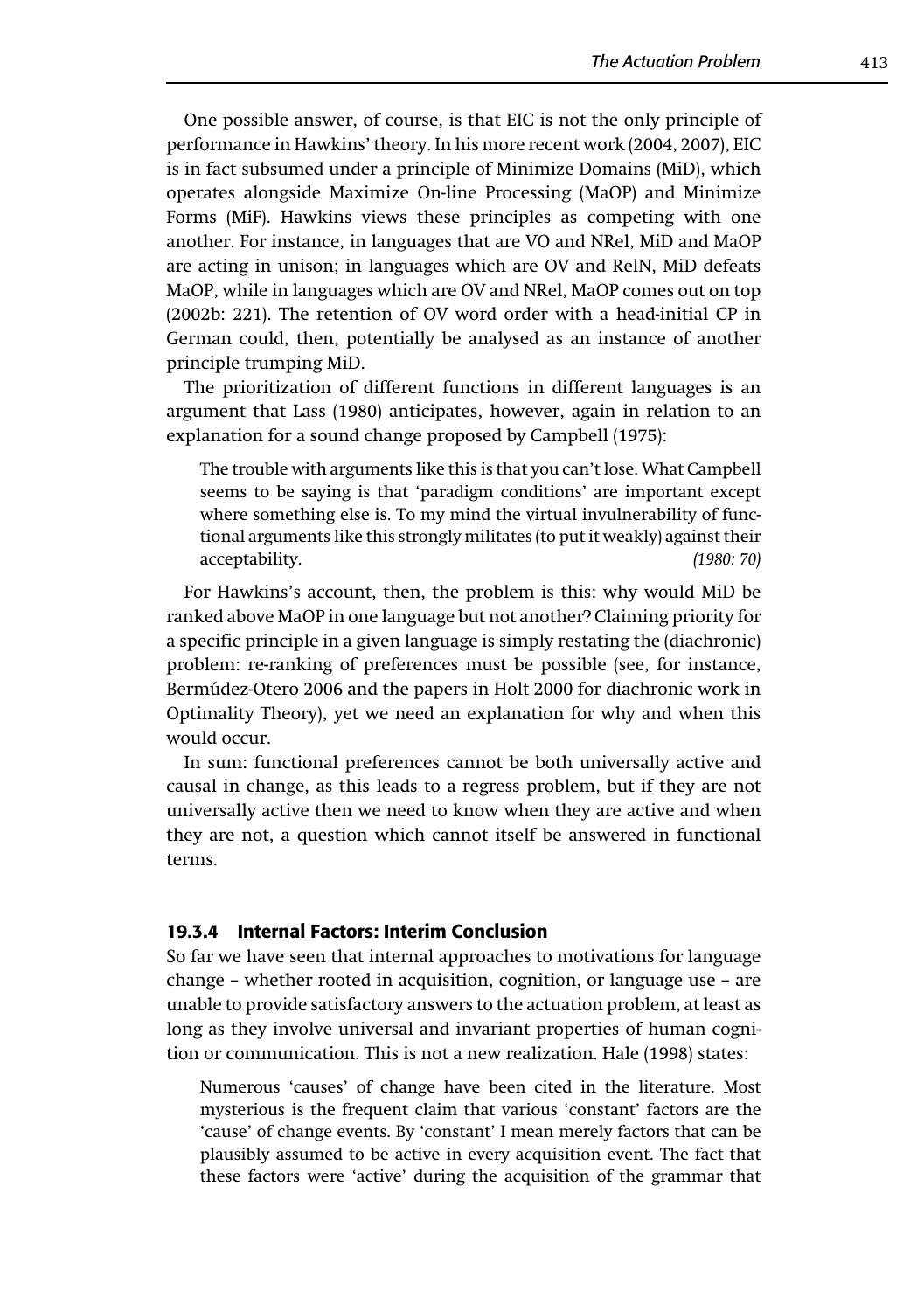One possible answer, of course, is that EIC is not the only principle of performance in Hawkins' theory. In his more recent work (2004, 2007), EIC is in fact subsumed under a principle of Minimize Domains (MiD), which operates alongside Maximize On-line Processing (MaOP) and Minimize Forms (MiF). Hawkins views these principles as competing with one another. For instance, in languages that are VO and NRel, MiD and MaOP are acting in unison; in languages which are OV and RelN, MiD defeats MaOP, while in languages which are OV and NRel, MaOP comes out on top (2002b: 221). The retention of OV word order with a head-initial CP in German could, then, potentially be analysed as an instance of another principle trumping MiD.

The prioritization of different functions in different languages is an argument that Lass (1980) anticipates, however, again in relation to an explanation for a sound change proposed by Campbell (1975):

> The trouble with arguments like this is that you can't lose. What Campbell seems to be saying is that 'paradigm conditions' are important except where something else is. To my mind the virtual invulnerability of functional arguments like this strongly militates (to put it weakly) against their acceptability. *(1980: 70)*

For Hawkins's account, then, the problem is this: why would MiD be ranked above MaOP in one language but not another? Claiming priority for a specific principle in a given language is simply restating the (diachronic) problem: re-ranking of preferences must be possible (see, for instance, Bermúdez-Otero 2006 and the papers in Holt 2000 for diachronic work in Optimality Theory), yet we need an explanation for why and when this would occur.

In sum: functional preferences cannot be both universally active and causal in change, as this leads to a regress problem, but if they are not universally active then we need to know when they are active and when they are not, a question which cannot itself be answered in functional terms.

### 19.3.4 Internal Factors: Interim Conclusion

So far we have seen that internal approaches to motivations for language change – whether rooted in acquisition, cognition, or language use – are unable to provide satisfactory answers to the actuation problem, at least as long as they involve universal and invariant properties of human cognition or communication. This is not a new realization. Hale (1998) states:

> Numerous 'causes' of change have been cited in the literature. Most mysterious is the frequent claim that various 'constant' factors are the 'cause' of change events. By 'constant' I mean merely factors that can be plausibly assumed to be active in every acquisition event. The fact that these factors were 'active' during the acquisition of the grammar that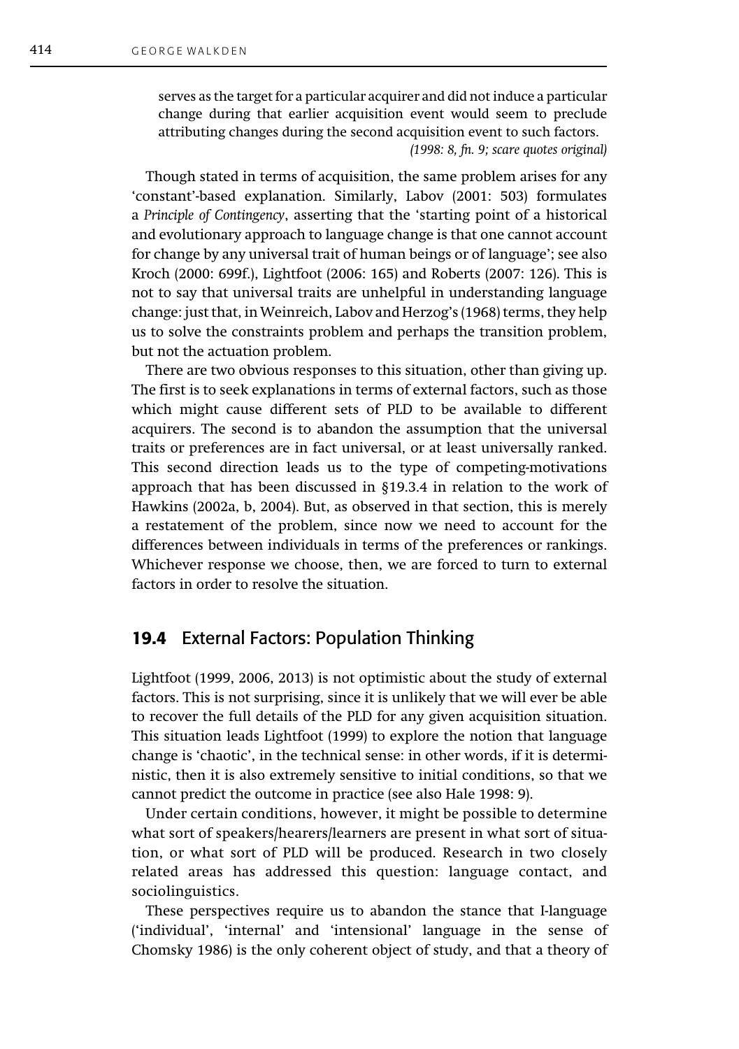> serves as the target for a particular acquirer and did not induce a particular change during that earlier acquisition event would seem to preclude attributing changes during the second acquisition event to such factors.
> *(1998: 8, fn. 9; scare quotes original)*

Though stated in terms of acquisition, the same problem arises for any 'constant'-based explanation. Similarly, Labov (2001: 503) formulates a *Principle of Contingency*, asserting that the 'starting point of a historical and evolutionary approach to language change is that one cannot account for change by any universal trait of human beings or of language'; see also Kroch (2000: 699f.), Lightfoot (2006: 165) and Roberts (2007: 126). This is not to say that universal traits are unhelpful in understanding language change: just that, in Weinreich, Labov and Herzog's (1968) terms, they help us to solve the constraints problem and perhaps the transition problem, but not the actuation problem.

There are two obvious responses to this situation, other than giving up. The first is to seek explanations in terms of external factors, such as those which might cause different sets of PLD to be available to different acquirers. The second is to abandon the assumption that the universal traits or preferences are in fact universal, or at least universally ranked. This second direction leads us to the type of competing-motivations approach that has been discussed in §19.3.4 in relation to the work of Hawkins (2002a, b, 2004). But, as observed in that section, this is merely a restatement of the problem, since now we need to account for the differences between individuals in terms of the preferences or rankings. Whichever response we choose, then, we are forced to turn to external factors in order to resolve the situation.

## 19.4 External Factors: Population Thinking

Lightfoot (1999, 2006, 2013) is not optimistic about the study of external factors. This is not surprising, since it is unlikely that we will ever be able to recover the full details of the PLD for any given acquisition situation. This situation leads Lightfoot (1999) to explore the notion that language change is 'chaotic', in the technical sense: in other words, if it is deterministic, then it is also extremely sensitive to initial conditions, so that we cannot predict the outcome in practice (see also Hale 1998: 9).

Under certain conditions, however, it might be possible to determine what sort of speakers/hearers/learners are present in what sort of situation, or what sort of PLD will be produced. Research in two closely related areas has addressed this question: language contact, and sociolinguistics.

These perspectives require us to abandon the stance that I-language ('individual', 'internal' and 'intensional' language in the sense of Chomsky 1986) is the only coherent object of study, and that a theory of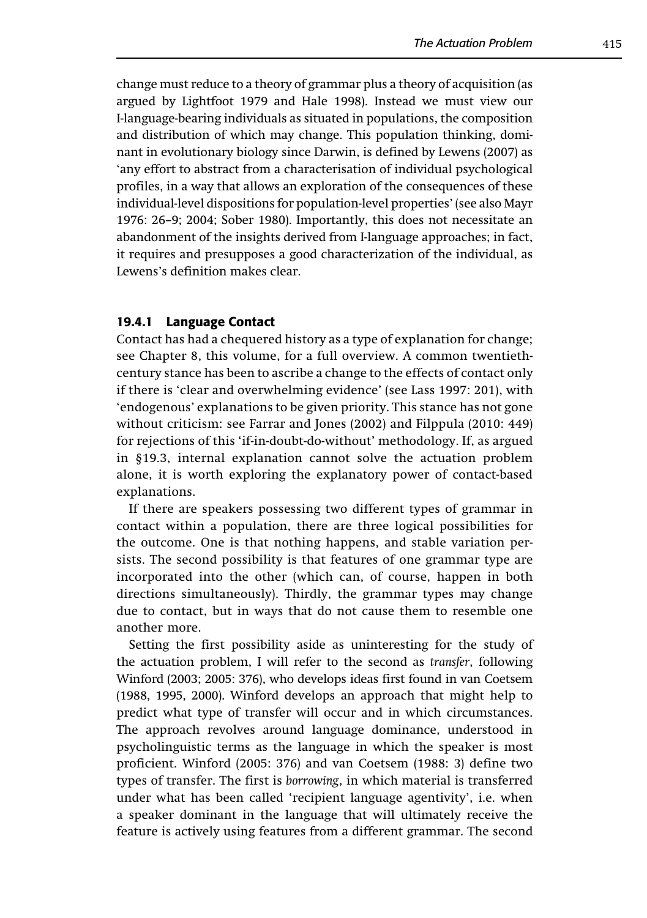change must reduce to a theory of grammar plus a theory of acquisition (as argued by Lightfoot 1979 and Hale 1998). Instead we must view our I-language-bearing individuals as situated in populations, the composition and distribution of which may change. This population thinking, dominant in evolutionary biology since Darwin, is defined by Lewens (2007) as 'any effort to abstract from a characterisation of individual psychological profiles, in a way that allows an exploration of the consequences of these individual-level dispositions for population-level properties' (see also Mayr 1976: 26–9; 2004; Sober 1980). Importantly, this does not necessitate an abandonment of the insights derived from I-language approaches; in fact, it requires and presupposes a good characterization of the individual, as Lewens's definition makes clear.

### 19.4.1 Language Contact

Contact has had a chequered history as a type of explanation for change; see Chapter 8, this volume, for a full overview. A common twentieth-century stance has been to ascribe a change to the effects of contact only if there is 'clear and overwhelming evidence' (see Lass 1997: 201), with 'endogenous' explanations to be given priority. This stance has not gone without criticism: see Farrar and Jones (2002) and Filppula (2010: 449) for rejections of this 'if-in-doubt-do-without' methodology. If, as argued in §19.3, internal explanation cannot solve the actuation problem alone, it is worth exploring the explanatory power of contact-based explanations.

If there are speakers possessing two different types of grammar in contact within a population, there are three logical possibilities for the outcome. One is that nothing happens, and stable variation persists. The second possibility is that features of one grammar type are incorporated into the other (which can, of course, happen in both directions simultaneously). Thirdly, the grammar types may change due to contact, but in ways that do not cause them to resemble one another more.

Setting the first possibility aside as uninteresting for the study of the actuation problem, I will refer to the second as *transfer*, following Winford (2003; 2005: 376), who develops ideas first found in van Coetsem (1988, 1995, 2000). Winford develops an approach that might help to predict what type of transfer will occur and in which circumstances. The approach revolves around language dominance, understood in psycholinguistic terms as the language in which the speaker is most proficient. Winford (2005: 376) and van Coetsem (1988: 3) define two types of transfer. The first is *borrowing*, in which material is transferred under what has been called 'recipient language agentivity', i.e. when a speaker dominant in the language that will ultimately receive the feature is actively using features from a different grammar. The second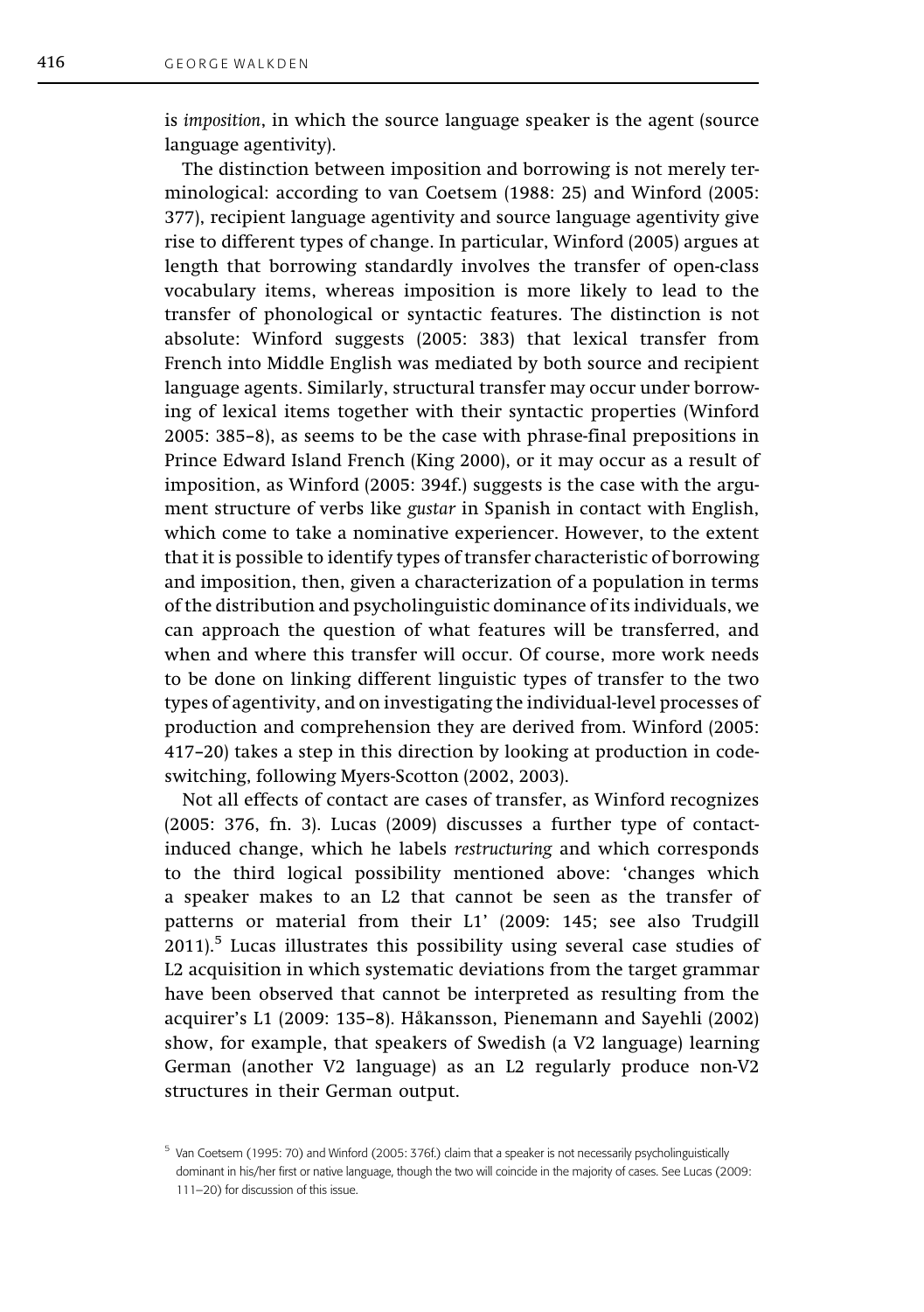is *imposition*, in which the source language speaker is the agent (source language agentivity).

The distinction between imposition and borrowing is not merely terminological: according to van Coetsem (1988: 25) and Winford (2005: 377), recipient language agentivity and source language agentivity give rise to different types of change. In particular, Winford (2005) argues at length that borrowing standardly involves the transfer of open-class vocabulary items, whereas imposition is more likely to lead to the transfer of phonological or syntactic features. The distinction is not absolute: Winford suggests (2005: 383) that lexical transfer from French into Middle English was mediated by both source and recipient language agents. Similarly, structural transfer may occur under borrowing of lexical items together with their syntactic properties (Winford 2005: 385–8), as seems to be the case with phrase-final prepositions in Prince Edward Island French (King 2000), or it may occur as a result of imposition, as Winford (2005: 394f.) suggests is the case with the argument structure of verbs like *gustar* in Spanish in contact with English, which come to take a nominative experiencer. However, to the extent that it is possible to identify types of transfer characteristic of borrowing and imposition, then, given a characterization of a population in terms of the distribution and psycholinguistic dominance of its individuals, we can approach the question of what features will be transferred, and when and where this transfer will occur. Of course, more work needs to be done on linking different linguistic types of transfer to the two types of agentivity, and on investigating the individual-level processes of production and comprehension they are derived from. Winford (2005: 417–20) takes a step in this direction by looking at production in code-switching, following Myers-Scotton (2002, 2003).

Not all effects of contact are cases of transfer, as Winford recognizes (2005: 376, fn. 3). Lucas (2009) discusses a further type of contact-induced change, which he labels *restructuring* and which corresponds to the third logical possibility mentioned above: 'changes which a speaker makes to an L2 that cannot be seen as the transfer of patterns or material from their L1' (2009: 145; see also Trudgill 2011).[5] Lucas illustrates this possibility using several case studies of L2 acquisition in which systematic deviations from the target grammar have been observed that cannot be interpreted as resulting from the acquirer's L1 (2009: 135–8). Håkansson, Pienemann and Sayehli (2002) show, for example, that speakers of Swedish (a V2 language) learning German (another V2 language) as an L2 regularly produce non-V2 structures in their German output.

[5] Van Coetsem (1995: 70) and Winford (2005: 376f.) claim that a speaker is not necessarily psycholinguistically dominant in his/her first or native language, though the two will coincide in the majority of cases. See Lucas (2009: 111–20) for discussion of this issue.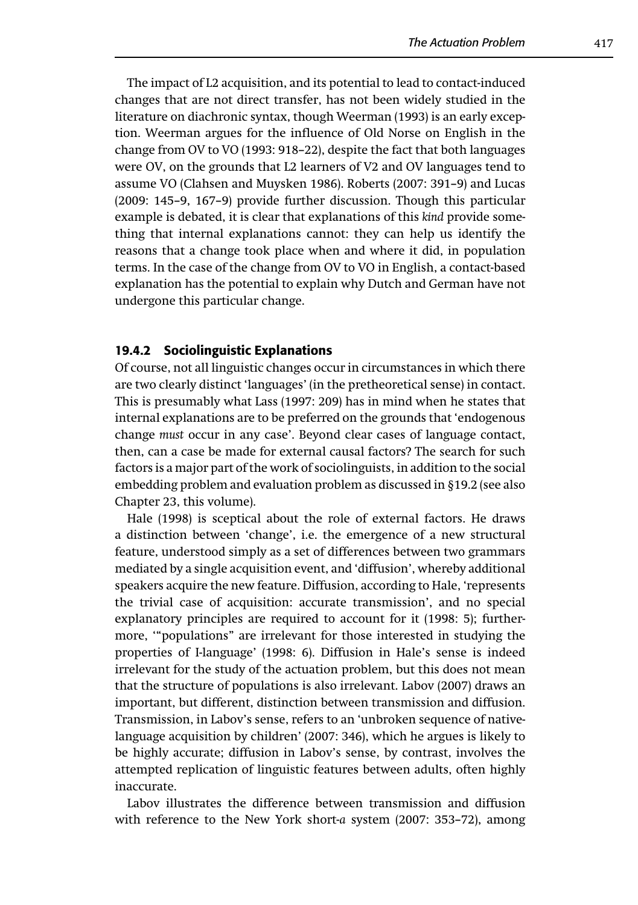The impact of L2 acquisition, and its potential to lead to contact-induced changes that are not direct transfer, has not been widely studied in the literature on diachronic syntax, though Weerman (1993) is an early exception. Weerman argues for the influence of Old Norse on English in the change from OV to VO (1993: 918–22), despite the fact that both languages were OV, on the grounds that L2 learners of V2 and OV languages tend to assume VO (Clahsen and Muysken 1986). Roberts (2007: 391–9) and Lucas (2009: 145–9, 167–9) provide further discussion. Though this particular example is debated, it is clear that explanations of this *kind* provide something that internal explanations cannot: they can help us identify the reasons that a change took place when and where it did, in population terms. In the case of the change from OV to VO in English, a contact-based explanation has the potential to explain why Dutch and German have not undergone this particular change.

### 19.4.2 Sociolinguistic Explanations

Of course, not all linguistic changes occur in circumstances in which there are two clearly distinct 'languages' (in the pretheoretical sense) in contact. This is presumably what Lass (1997: 209) has in mind when he states that internal explanations are to be preferred on the grounds that 'endogenous change *must* occur in any case'. Beyond clear cases of language contact, then, can a case be made for external causal factors? The search for such factors is a major part of the work of sociolinguists, in addition to the social embedding problem and evaluation problem as discussed in §19.2 (see also Chapter 23, this volume).

Hale (1998) is sceptical about the role of external factors. He draws a distinction between 'change', i.e. the emergence of a new structural feature, understood simply as a set of differences between two grammars mediated by a single acquisition event, and 'diffusion', whereby additional speakers acquire the new feature. Diffusion, according to Hale, 'represents the trivial case of acquisition: accurate transmission', and no special explanatory principles are required to account for it (1998: 5); furthermore, '"populations" are irrelevant for those interested in studying the properties of I-language' (1998: 6). Diffusion in Hale's sense is indeed irrelevant for the study of the actuation problem, but this does not mean that the structure of populations is also irrelevant. Labov (2007) draws an important, but different, distinction between transmission and diffusion. Transmission, in Labov's sense, refers to an 'unbroken sequence of native-language acquisition by children' (2007: 346), which he argues is likely to be highly accurate; diffusion in Labov's sense, by contrast, involves the attempted replication of linguistic features between adults, often highly inaccurate.

Labov illustrates the difference between transmission and diffusion with reference to the New York short-*a* system (2007: 353–72), among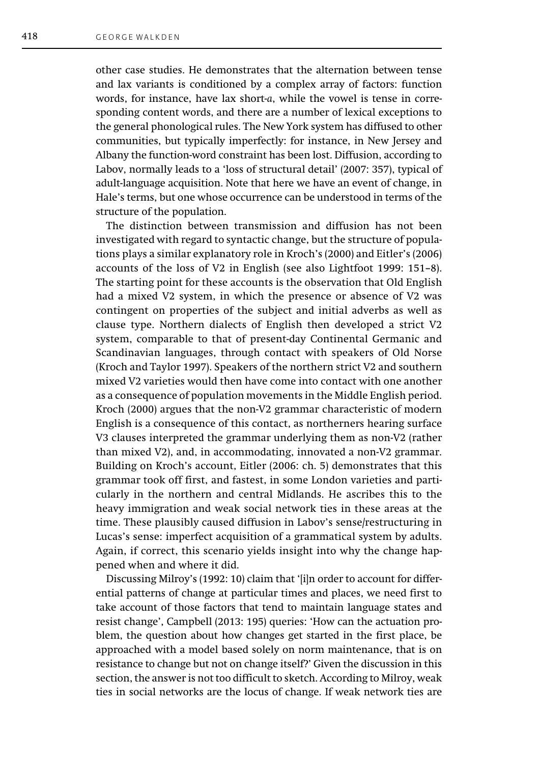other case studies. He demonstrates that the alternation between tense and lax variants is conditioned by a complex array of factors: function words, for instance, have lax short-*a*, while the vowel is tense in corresponding content words, and there are a number of lexical exceptions to the general phonological rules. The New York system has diffused to other communities, but typically imperfectly: for instance, in New Jersey and Albany the function-word constraint has been lost. Diffusion, according to Labov, normally leads to a 'loss of structural detail' (2007: 357), typical of adult-language acquisition. Note that here we have an event of change, in Hale's terms, but one whose occurrence can be understood in terms of the structure of the population.

The distinction between transmission and diffusion has not been investigated with regard to syntactic change, but the structure of populations plays a similar explanatory role in Kroch's (2000) and Eitler's (2006) accounts of the loss of V2 in English (see also Lightfoot 1999: 151–8). The starting point for these accounts is the observation that Old English had a mixed V2 system, in which the presence or absence of V2 was contingent on properties of the subject and initial adverbs as well as clause type. Northern dialects of English then developed a strict V2 system, comparable to that of present-day Continental Germanic and Scandinavian languages, through contact with speakers of Old Norse (Kroch and Taylor 1997). Speakers of the northern strict V2 and southern mixed V2 varieties would then have come into contact with one another as a consequence of population movements in the Middle English period. Kroch (2000) argues that the non-V2 grammar characteristic of modern English is a consequence of this contact, as northerners hearing surface V3 clauses interpreted the grammar underlying them as non-V2 (rather than mixed V2), and, in accommodating, innovated a non-V2 grammar. Building on Kroch's account, Eitler (2006: ch. 5) demonstrates that this grammar took off first, and fastest, in some London varieties and particularly in the northern and central Midlands. He ascribes this to the heavy immigration and weak social network ties in these areas at the time. These plausibly caused diffusion in Labov's sense/restructuring in Lucas's sense: imperfect acquisition of a grammatical system by adults. Again, if correct, this scenario yields insight into why the change happened when and where it did.

Discussing Milroy's (1992: 10) claim that '[i]n order to account for differential patterns of change at particular times and places, we need first to take account of those factors that tend to maintain language states and resist change', Campbell (2013: 195) queries: 'How can the actuation problem, the question about how changes get started in the first place, be approached with a model based solely on norm maintenance, that is on resistance to change but not on change itself?' Given the discussion in this section, the answer is not too difficult to sketch. According to Milroy, weak ties in social networks are the locus of change. If weak network ties are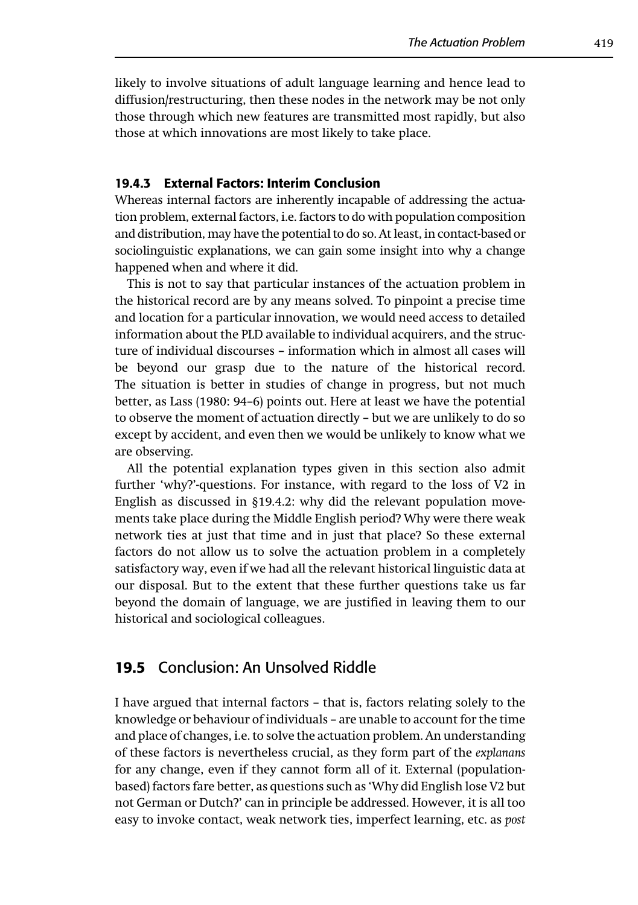likely to involve situations of adult language learning and hence lead to diffusion/restructuring, then these nodes in the network may be not only those through which new features are transmitted most rapidly, but also those at which innovations are most likely to take place.

### 19.4.3 External Factors: Interim Conclusion

Whereas internal factors are inherently incapable of addressing the actuation problem, external factors, i.e. factors to do with population composition and distribution, may have the potential to do so. At least, in contact-based or sociolinguistic explanations, we can gain some insight into why a change happened when and where it did.

This is not to say that particular instances of the actuation problem in the historical record are by any means solved. To pinpoint a precise time and location for a particular innovation, we would need access to detailed information about the PLD available to individual acquirers, and the structure of individual discourses – information which in almost all cases will be beyond our grasp due to the nature of the historical record. The situation is better in studies of change in progress, but not much better, as Lass (1980: 94–6) points out. Here at least we have the potential to observe the moment of actuation directly – but we are unlikely to do so except by accident, and even then we would be unlikely to know what we are observing.

All the potential explanation types given in this section also admit further 'why?'-questions. For instance, with regard to the loss of V2 in English as discussed in §19.4.2: why did the relevant population movements take place during the Middle English period? Why were there weak network ties at just that time and in just that place? So these external factors do not allow us to solve the actuation problem in a completely satisfactory way, even if we had all the relevant historical linguistic data at our disposal. But to the extent that these further questions take us far beyond the domain of language, we are justified in leaving them to our historical and sociological colleagues.

## 19.5 Conclusion: An Unsolved Riddle

I have argued that internal factors – that is, factors relating solely to the knowledge or behaviour of individuals – are unable to account for the time and place of changes, i.e. to solve the actuation problem. An understanding of these factors is nevertheless crucial, as they form part of the *explanans* for any change, even if they cannot form all of it. External (population-based) factors fare better, as questions such as 'Why did English lose V2 but not German or Dutch?' can in principle be addressed. However, it is all too easy to invoke contact, weak network ties, imperfect learning, etc. as *post*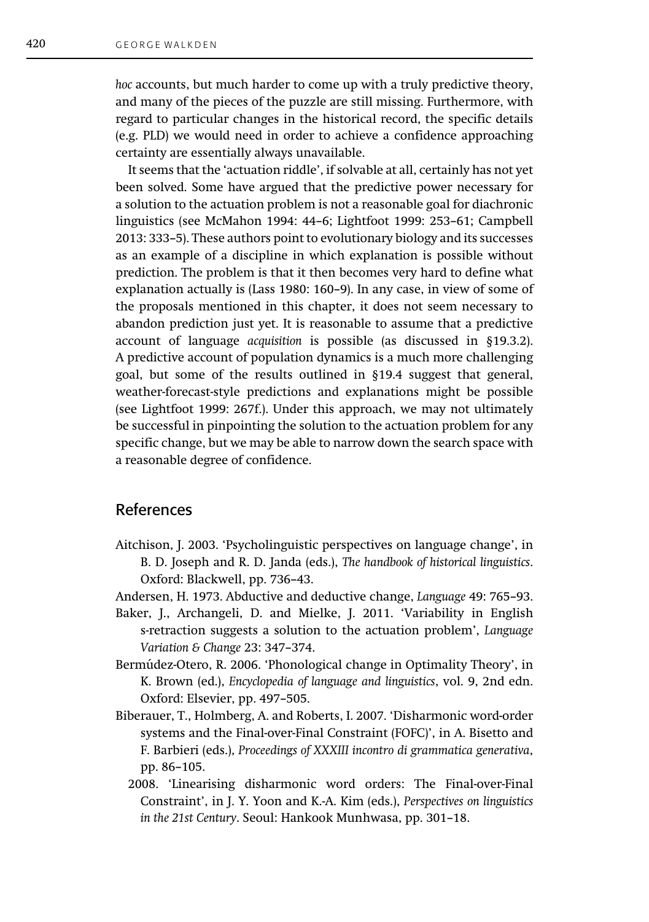*hoc* accounts, but much harder to come up with a truly predictive theory, and many of the pieces of the puzzle are still missing. Furthermore, with regard to particular changes in the historical record, the specific details (e.g. PLD) we would need in order to achieve a confidence approaching certainty are essentially always unavailable.

It seems that the 'actuation riddle', if solvable at all, certainly has not yet been solved. Some have argued that the predictive power necessary for a solution to the actuation problem is not a reasonable goal for diachronic linguistics (see McMahon 1994: 44–6; Lightfoot 1999: 253–61; Campbell 2013: 333–5). These authors point to evolutionary biology and its successes as an example of a discipline in which explanation is possible without prediction. The problem is that it then becomes very hard to define what explanation actually is (Lass 1980: 160–9). In any case, in view of some of the proposals mentioned in this chapter, it does not seem necessary to abandon prediction just yet. It is reasonable to assume that a predictive account of language *acquisition* is possible (as discussed in §19.3.2). A predictive account of population dynamics is a much more challenging goal, but some of the results outlined in §19.4 suggest that general, weather-forecast-style predictions and explanations might be possible (see Lightfoot 1999: 267f.). Under this approach, we may not ultimately be successful in pinpointing the solution to the actuation problem for any specific change, but we may be able to narrow down the search space with a reasonable degree of confidence.

## References

Aitchison, J. 2003. 'Psycholinguistic perspectives on language change', in B. D. Joseph and R. D. Janda (eds.), *The handbook of historical linguistics*. Oxford: Blackwell, pp. 736–43.

Andersen, H. 1973. Abductive and deductive change, *Language* 49: 765–93.

Baker, J., Archangeli, D. and Mielke, J. 2011. 'Variability in English s-retraction suggests a solution to the actuation problem', *Language Variation & Change* 23: 347–374.

Bermúdez-Otero, R. 2006. 'Phonological change in Optimality Theory', in K. Brown (ed.), *Encyclopedia of language and linguistics*, vol. 9, 2nd edn. Oxford: Elsevier, pp. 497–505.

Biberauer, T., Holmberg, A. and Roberts, I. 2007. 'Disharmonic word-order systems and the Final-over-Final Constraint (FOFC)', in A. Bisetto and F. Barbieri (eds.), *Proceedings of XXXIII incontro di grammatica generativa*, pp. 86–105.

2008. 'Linearising disharmonic word orders: The Final-over-Final Constraint', in J. Y. Yoon and K.-A. Kim (eds.), *Perspectives on linguistics in the 21st Century*. Seoul: Hankook Munhwasa, pp. 301–18.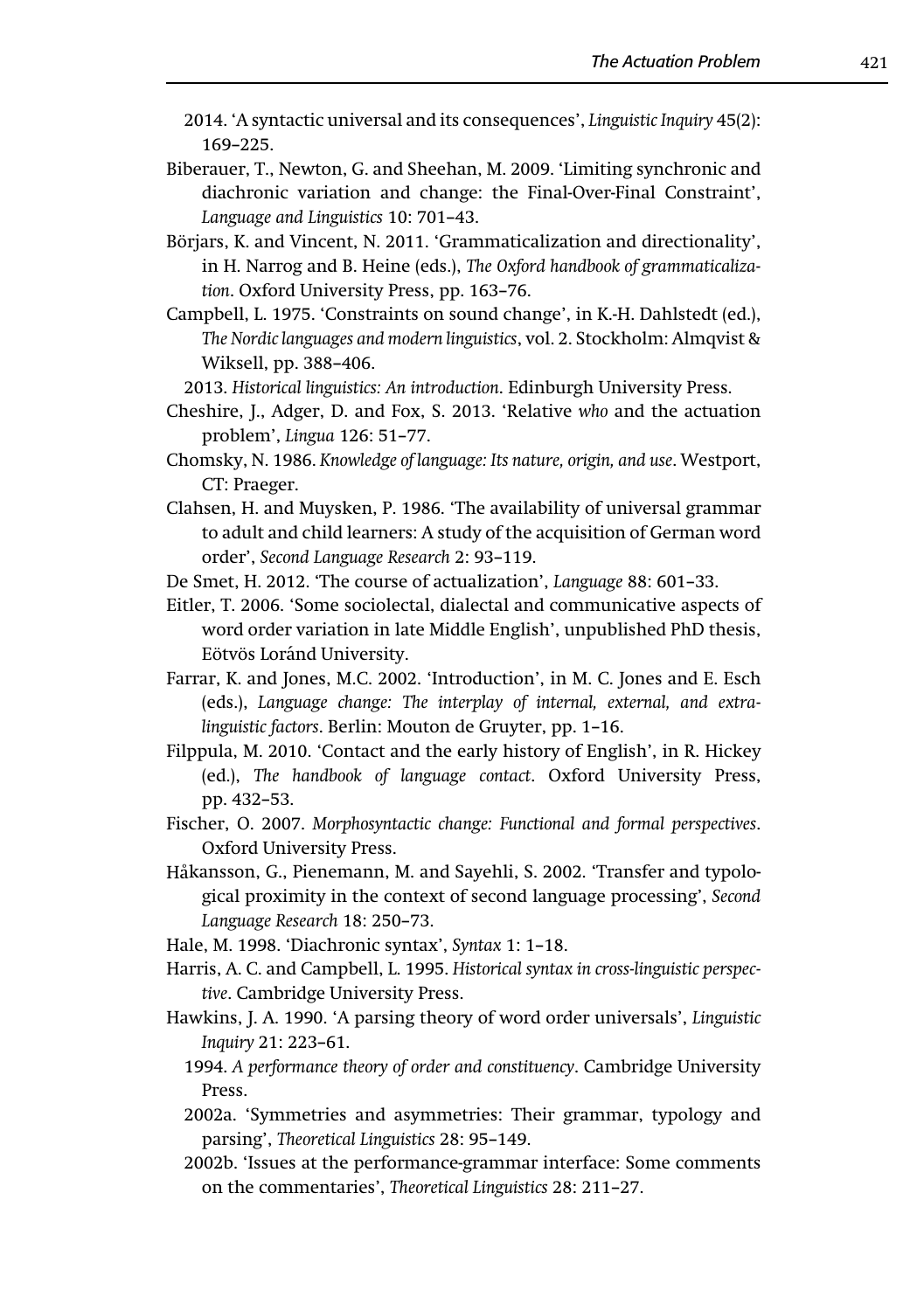2014. 'A syntactic universal and its consequences', *Linguistic Inquiry* 45(2): 169–225.

Biberauer, T., Newton, G. and Sheehan, M. 2009. 'Limiting synchronic and diachronic variation and change: the Final-Over-Final Constraint', *Language and Linguistics* 10: 701–43.

Börjars, K. and Vincent, N. 2011. 'Grammaticalization and directionality', in H. Narrog and B. Heine (eds.), *The Oxford handbook of grammaticalization*. Oxford University Press, pp. 163–76.

Campbell, L. 1975. 'Constraints on sound change', in K.-H. Dahlstedt (ed.), *The Nordic languages and modern linguistics*, vol. 2. Stockholm: Almqvist & Wiksell, pp. 388–406.

2013. *Historical linguistics: An introduction*. Edinburgh University Press.

Cheshire, J., Adger, D. and Fox, S. 2013. 'Relative *who* and the actuation problem', *Lingua* 126: 51–77.

Chomsky, N. 1986. *Knowledge of language: Its nature, origin, and use*. Westport, CT: Praeger.

Clahsen, H. and Muysken, P. 1986. 'The availability of universal grammar to adult and child learners: A study of the acquisition of German word order', *Second Language Research* 2: 93–119.

De Smet, H. 2012. 'The course of actualization', *Language* 88: 601–33.

Eitler, T. 2006. 'Some sociolectal, dialectal and communicative aspects of word order variation in late Middle English', unpublished PhD thesis, Eötvös Loránd University.

Farrar, K. and Jones, M.C. 2002. 'Introduction', in M. C. Jones and E. Esch (eds.), *Language change: The interplay of internal, external, and extra-linguistic factors*. Berlin: Mouton de Gruyter, pp. 1–16.

Filppula, M. 2010. 'Contact and the early history of English', in R. Hickey (ed.), *The handbook of language contact*. Oxford University Press, pp. 432–53.

Fischer, O. 2007. *Morphosyntactic change: Functional and formal perspectives*. Oxford University Press.

Håkansson, G., Pienemann, M. and Sayehli, S. 2002. 'Transfer and typological proximity in the context of second language processing', *Second Language Research* 18: 250–73.

Hale, M. 1998. 'Diachronic syntax', *Syntax* 1: 1–18.

Harris, A. C. and Campbell, L. 1995. *Historical syntax in cross-linguistic perspective*. Cambridge University Press.

Hawkins, J. A. 1990. 'A parsing theory of word order universals', *Linguistic Inquiry* 21: 223–61.

1994. *A performance theory of order and constituency*. Cambridge University Press.

2002a. 'Symmetries and asymmetries: Their grammar, typology and parsing', *Theoretical Linguistics* 28: 95–149.

2002b. 'Issues at the performance-grammar interface: Some comments on the commentaries', *Theoretical Linguistics* 28: 211–27.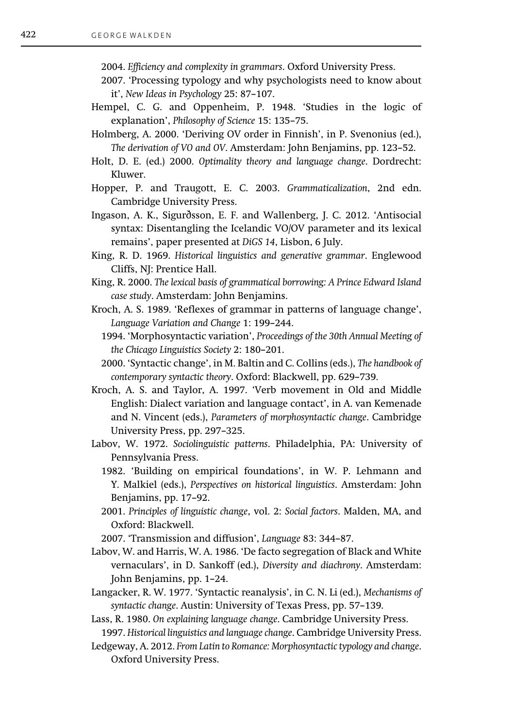2004. *Efficiency and complexity in grammars*. Oxford University Press.

2007. 'Processing typology and why psychologists need to know about it', *New Ideas in Psychology* 25: 87–107.

Hempel, C. G. and Oppenheim, P. 1948. 'Studies in the logic of explanation', *Philosophy of Science* 15: 135–75.

Holmberg, A. 2000. 'Deriving OV order in Finnish', in P. Svenonius (ed.), *The derivation of VO and OV*. Amsterdam: John Benjamins, pp. 123–52.

Holt, D. E. (ed.) 2000. *Optimality theory and language change*. Dordrecht: Kluwer.

Hopper, P. and Traugott, E. C. 2003. *Grammaticalization*, 2nd edn. Cambridge University Press.

Ingason, A. K., Sigurðsson, E. F. and Wallenberg, J. C. 2012. 'Antisocial syntax: Disentangling the Icelandic VO/OV parameter and its lexical remains', paper presented at *DiGS 14*, Lisbon, 6 July.

King, R. D. 1969. *Historical linguistics and generative grammar*. Englewood Cliffs, NJ: Prentice Hall.

King, R. 2000. *The lexical basis of grammatical borrowing: A Prince Edward Island case study*. Amsterdam: John Benjamins.

Kroch, A. S. 1989. 'Reflexes of grammar in patterns of language change', *Language Variation and Change* 1: 199–244.

1994. 'Morphosyntactic variation', *Proceedings of the 30th Annual Meeting of the Chicago Linguistics Society* 2: 180–201.

2000. 'Syntactic change', in M. Baltin and C. Collins (eds.), *The handbook of contemporary syntactic theory*. Oxford: Blackwell, pp. 629–739.

Kroch, A. S. and Taylor, A. 1997. 'Verb movement in Old and Middle English: Dialect variation and language contact', in A. van Kemenade and N. Vincent (eds.), *Parameters of morphosyntactic change*. Cambridge University Press, pp. 297–325.

Labov, W. 1972. *Sociolinguistic patterns*. Philadelphia, PA: University of Pennsylvania Press.

1982. 'Building on empirical foundations', in W. P. Lehmann and Y. Malkiel (eds.), *Perspectives on historical linguistics*. Amsterdam: John Benjamins, pp. 17–92.

2001. *Principles of linguistic change*, vol. 2: *Social factors*. Malden, MA, and Oxford: Blackwell.

2007. 'Transmission and diffusion', *Language* 83: 344–87.

Labov, W. and Harris, W. A. 1986. 'De facto segregation of Black and White vernaculars', in D. Sankoff (ed.), *Diversity and diachrony*. Amsterdam: John Benjamins, pp. 1–24.

Langacker, R. W. 1977. 'Syntactic reanalysis', in C. N. Li (ed.), *Mechanisms of syntactic change*. Austin: University of Texas Press, pp. 57–139.

Lass, R. 1980. *On explaining language change*. Cambridge University Press.

1997. *Historical linguistics and language change*. Cambridge University Press.

Ledgeway, A. 2012. *From Latin to Romance: Morphosyntactic typology and change*. Oxford University Press.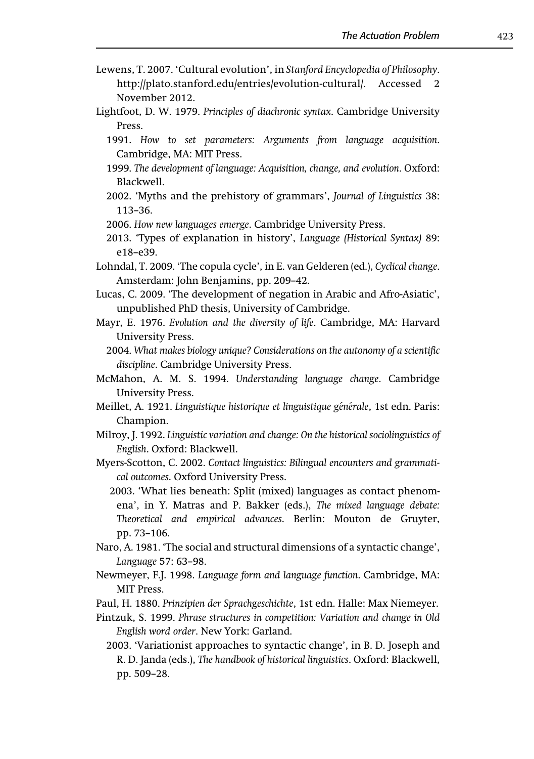Lewens, T. 2007. 'Cultural evolution', in *Stanford Encyclopedia of Philosophy*. http://plato.stanford.edu/entries/evolution-cultural/. Accessed 2 November 2012.

Lightfoot, D. W. 1979. *Principles of diachronic syntax*. Cambridge University Press.

1991. *How to set parameters: Arguments from language acquisition*. Cambridge, MA: MIT Press.

1999. *The development of language: Acquisition, change, and evolution*. Oxford: Blackwell.

2002. 'Myths and the prehistory of grammars', *Journal of Linguistics* 38: 113–36.

2006. *How new languages emerge*. Cambridge University Press.

2013. 'Types of explanation in history', *Language (Historical Syntax)* 89: e18–e39.

Lohndal, T. 2009. 'The copula cycle', in E. van Gelderen (ed.), *Cyclical change*. Amsterdam: John Benjamins, pp. 209–42.

Lucas, C. 2009. 'The development of negation in Arabic and Afro-Asiatic', unpublished PhD thesis, University of Cambridge.

Mayr, E. 1976. *Evolution and the diversity of life*. Cambridge, MA: Harvard University Press.

2004. *What makes biology unique? Considerations on the autonomy of a scientific discipline*. Cambridge University Press.

McMahon, A. M. S. 1994. *Understanding language change*. Cambridge University Press.

Meillet, A. 1921. *Linguistique historique et linguistique générale*, 1st edn. Paris: Champion.

Milroy, J. 1992. *Linguistic variation and change: On the historical sociolinguistics of English*. Oxford: Blackwell.

Myers-Scotton, C. 2002. *Contact linguistics: Bilingual encounters and grammatical outcomes.* Oxford University Press.

2003. 'What lies beneath: Split (mixed) languages as contact phenomena', in Y. Matras and P. Bakker (eds.), *The mixed language debate: Theoretical and empirical advances*. Berlin: Mouton de Gruyter, pp. 73–106.

Naro, A. 1981. 'The social and structural dimensions of a syntactic change', *Language* 57: 63–98.

Newmeyer, F.J. 1998. *Language form and language function*. Cambridge, MA: MIT Press.

Paul, H. 1880. *Prinzipien der Sprachgeschichte*, 1st edn. Halle: Max Niemeyer.

Pintzuk, S. 1999. *Phrase structures in competition: Variation and change in Old English word order*. New York: Garland.

2003. 'Variationist approaches to syntactic change', in B. D. Joseph and R. D. Janda (eds.), *The handbook of historical linguistics*. Oxford: Blackwell, pp. 509–28.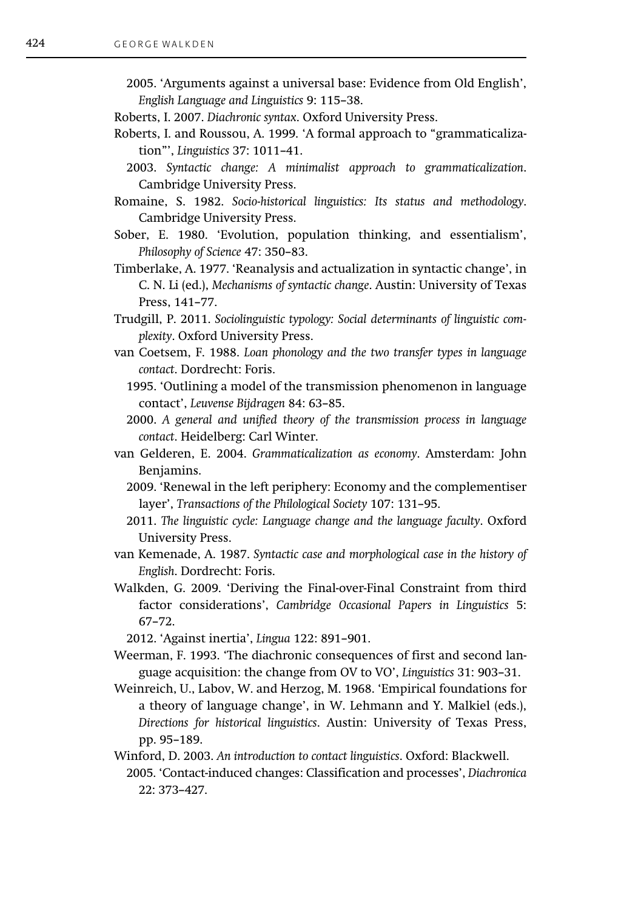2005. 'Arguments against a universal base: Evidence from Old English', *English Language and Linguistics* 9: 115–38.

Roberts, I. 2007. *Diachronic syntax*. Oxford University Press.

Roberts, I. and Roussou, A. 1999. 'A formal approach to "grammaticalization"', *Linguistics* 37: 1011–41.

2003. *Syntactic change: A minimalist approach to grammaticalization*. Cambridge University Press.

Romaine, S. 1982. *Socio-historical linguistics: Its status and methodology*. Cambridge University Press.

Sober, E. 1980. 'Evolution, population thinking, and essentialism', *Philosophy of Science* 47: 350–83.

Timberlake, A. 1977. 'Reanalysis and actualization in syntactic change', in C. N. Li (ed.), *Mechanisms of syntactic change*. Austin: University of Texas Press, 141–77.

Trudgill, P. 2011. *Sociolinguistic typology: Social determinants of linguistic complexity*. Oxford University Press.

van Coetsem, F. 1988. *Loan phonology and the two transfer types in language contact*. Dordrecht: Foris.

1995. 'Outlining a model of the transmission phenomenon in language contact', *Leuvense Bijdragen* 84: 63–85.

2000. *A general and unified theory of the transmission process in language contact*. Heidelberg: Carl Winter.

van Gelderen, E. 2004. *Grammaticalization as economy*. Amsterdam: John Benjamins.

2009. 'Renewal in the left periphery: Economy and the complementiser layer', *Transactions of the Philological Society* 107: 131–95.

2011. *The linguistic cycle: Language change and the language faculty*. Oxford University Press.

van Kemenade, A. 1987. *Syntactic case and morphological case in the history of English*. Dordrecht: Foris.

Walkden, G. 2009. 'Deriving the Final-over-Final Constraint from third factor considerations', *Cambridge Occasional Papers in Linguistics* 5: 67–72.

2012. 'Against inertia', *Lingua* 122: 891–901.

Weerman, F. 1993. 'The diachronic consequences of first and second language acquisition: the change from OV to VO', *Linguistics* 31: 903–31.

Weinreich, U., Labov, W. and Herzog, M. 1968. 'Empirical foundations for a theory of language change', in W. Lehmann and Y. Malkiel (eds.), *Directions for historical linguistics*. Austin: University of Texas Press, pp. 95–189.

Winford, D. 2003. *An introduction to contact linguistics*. Oxford: Blackwell.

2005. 'Contact-induced changes: Classification and processes', *Diachronica* 22: 373–427.